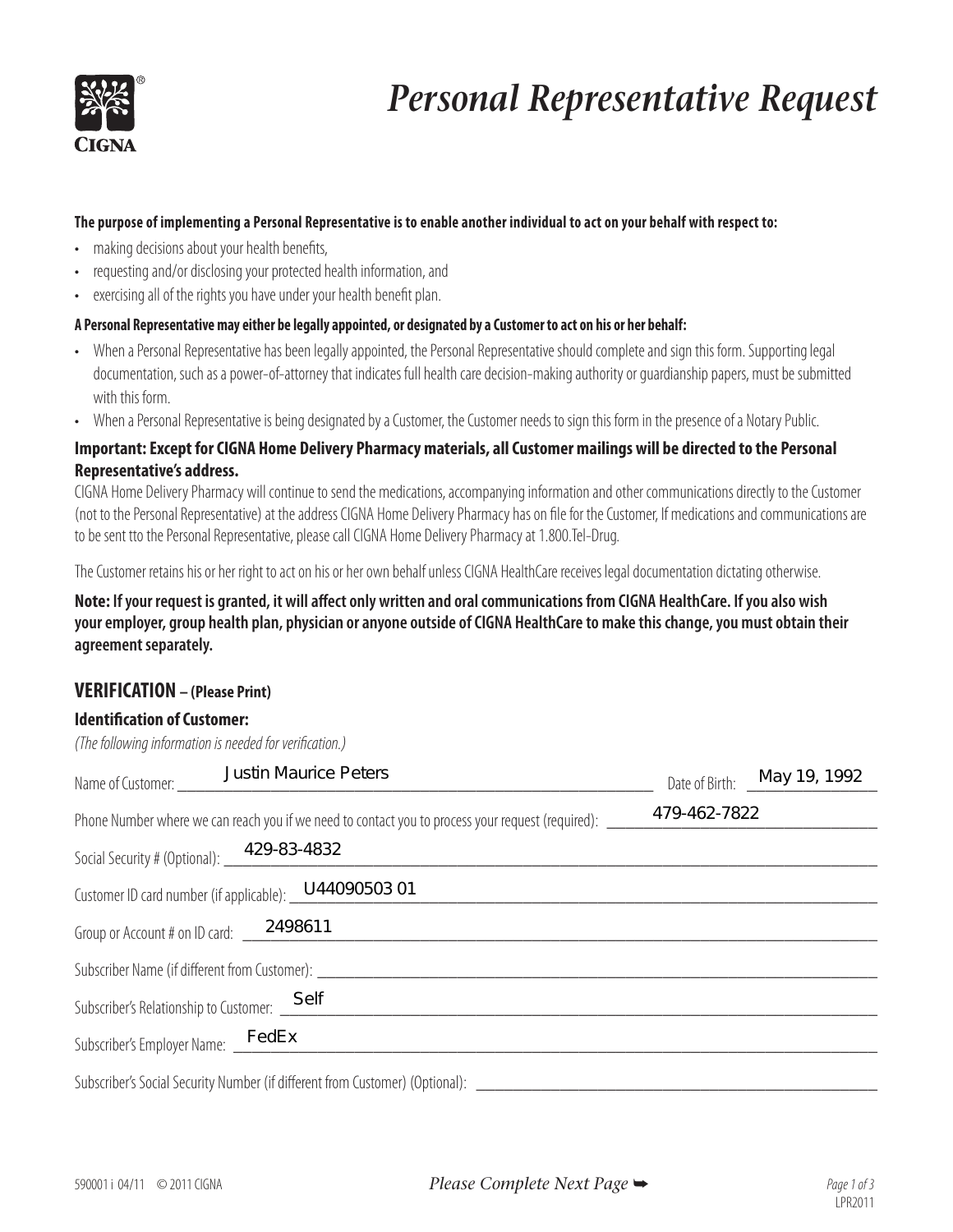# Personal Representative Request

CIGNA®

**The purpose of implementing a Personal Representative is to enable another individual to act on your behalf with respect to:**

- making decisions about your health benefits,
- requesting and/or disclosing your protected health information, and
- exercising all of the rights you have under your health benefit plan.

**A Personal Representative may either be legally appointed, or designated by a Customer to act on his or her behalf:**

- When a Personal Representative has been legally appointed, the Personal Representative should complete and sign this form. Supporting legal documentation, such as a power-of-attorney that indicates full health care decision-making authority or guardianship papers, must be submitted with this form.
- When a Personal Representative is being designated by a Customer, the Customer needs to sign this form in the presence of a Notary Public.

**Important: Except for CIGNA Home Delivery Pharmacy materials, all Customer mailings will be directed to the Personal Representative's address.**

CIGNA Home Delivery Pharmacy will continue to send the medications, accompanying information and other communications directly to the Customer (not to the Personal Representative) at the address CIGNA Home Delivery Pharmacy has on file for the Customer, If medications and communications are to be sent tto the Personal Representative, please call CIGNA Home Delivery Pharmacy at 1.800.Tel-Drug.

The Customer retains his or her right to act on his or her own behalf unless CIGNA HealthCare receives legal documentation dictating otherwise.

**Note: If your request is granted, it will affect only written and oral communications from CIGNA HealthCare. If you also wish your employer, group health plan, physician or anyone outside of CIGNA HealthCare to make this change, you must obtain their agreement separately.**

## VERIFICATION – (Please Print)

### Identification of Customer:

*(The following information is needed for verification.)*

Name of Customer: Justin Maurice Peters    Date of Birth: May 19, 1992

Phone Number where we can reach you if we need to contact you to process your request (required): 479-462-7822

Social Security # (Optional): 429-83-4832

Customer ID card number (if applicable): U44090503 01

Group or Account # on ID card: 2498611

Subscriber Name (if different from Customer): ______

Subscriber's Relationship to Customer: Self

Subscriber's Employer Name: FedEx

Subscriber's Social Security Number (if different from Customer) (Optional): ______

590001 i 04/11 © 2011 CIGNA

*Please Complete Next Page* ➥

LPR2011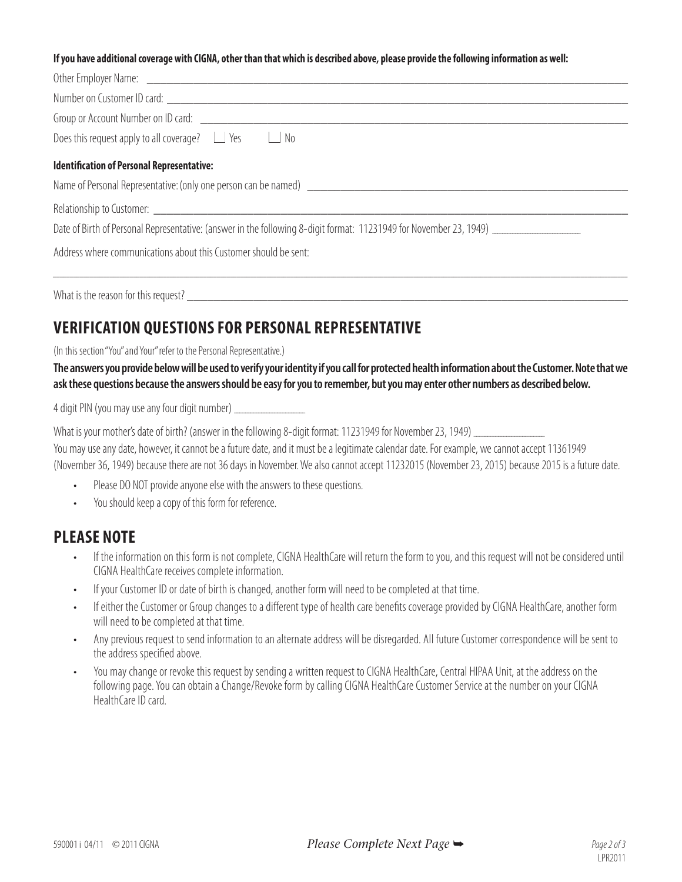**If you have additional coverage with CIGNA, other than that which is described above, please provide the following information as well:**

Other Employer Name: ___________________________________________

Number on Customer ID card: ___________________________________________

Group or Account Number on ID card: ___________________________________________

Does this request apply to all coverage? ☐ Yes ☐ No

**Identification of Personal Representative:**

Name of Personal Representative: (only one person can be named) ___________________________________________

Relationship to Customer: ___________________________________________

Date of Birth of Personal Representative: (answer in the following 8-digit format: 11231949 for November 23, 1949) ______________

Address where communications about this Customer should be sent:

___________________________________________

What is the reason for this request? ___________________________________________

## VERIFICATION QUESTIONS FOR PERSONAL REPRESENTATIVE

(In this section "You" and Your" refer to the Personal Representative.)

**The answers you provide below will be used to verify your identity if you call for protected health information about the Customer. Note that we ask these questions because the answers should be easy for you to remember, but you may enter other numbers as described below.**

4 digit PIN (you may use any four digit number) ______________

What is your mother's date of birth? (answer in the following 8-digit format: 11231949 for November 23, 1949) ______________

You may use any date, however, it cannot be a future date, and it must be a legitimate calendar date. For example, we cannot accept 11361949 (November 36, 1949) because there are not 36 days in November. We also cannot accept 11232015 (November 23, 2015) because 2015 is a future date.

- Please DO NOT provide anyone else with the answers to these questions.
- You should keep a copy of this form for reference.

## PLEASE NOTE

- If the information on this form is not complete, CIGNA HealthCare will return the form to you, and this request will not be considered until CIGNA HealthCare receives complete information.
- If your Customer ID or date of birth is changed, another form will need to be completed at that time.
- If either the Customer or Group changes to a different type of health care benefits coverage provided by CIGNA HealthCare, another form will need to be completed at that time.
- Any previous request to send information to an alternate address will be disregarded. All future Customer correspondence will be sent to the address specified above.
- You may change or revoke this request by sending a written request to CIGNA HealthCare, Central HIPAA Unit, at the address on the following page. You can obtain a Change/Revoke form by calling CIGNA HealthCare Customer Service at the number on your CIGNA HealthCare ID card.

590001 i 04/11 © 2011 CIGNA

*Please Complete Next Page* ➥

LPR2011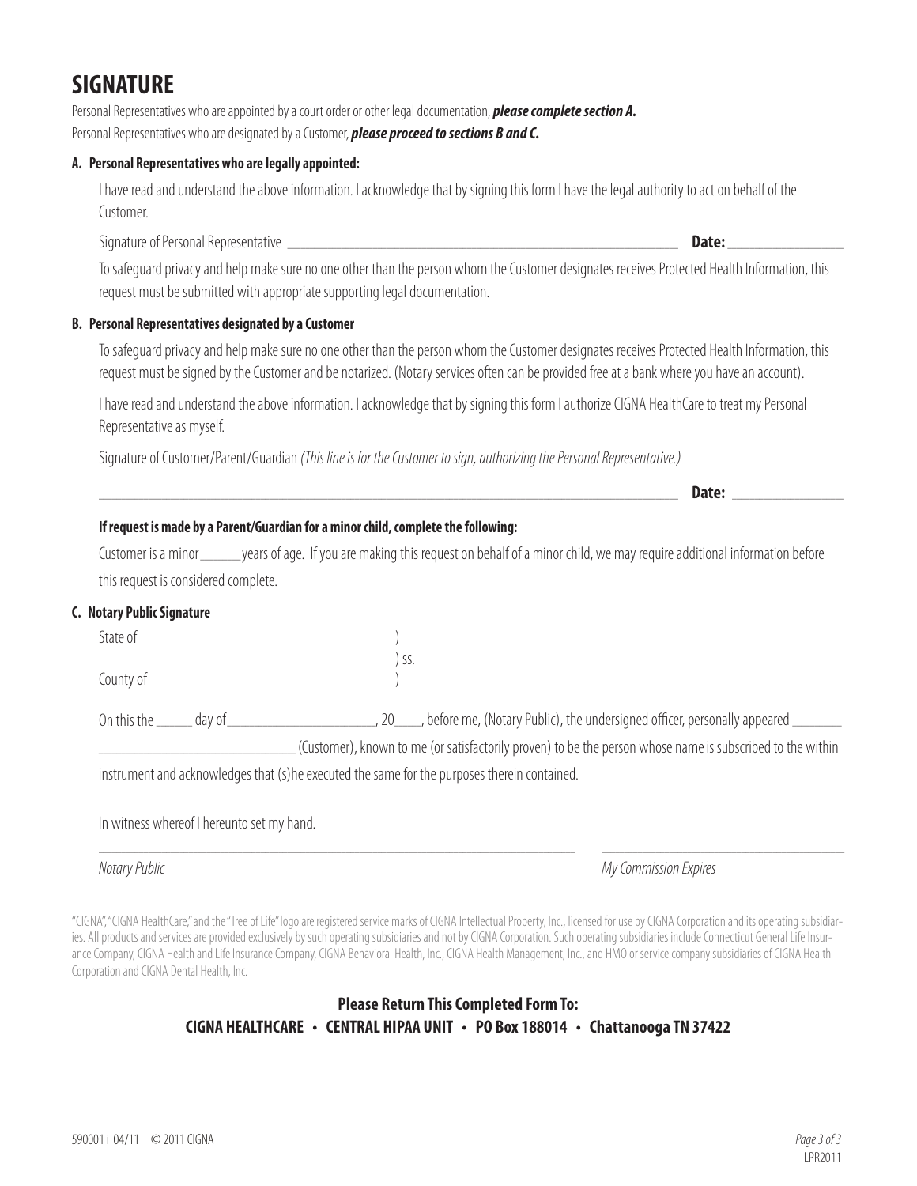# SIGNATURE

Personal Representatives who are appointed by a court order or other legal documentation, ***please complete section A.***
Personal Representatives who are designated by a Customer, ***please proceed to sections B and C.***

**A. Personal Representatives who are legally appointed:**

I have read and understand the above information. I acknowledge that by signing this form I have the legal authority to act on behalf of the Customer.

Signature of Personal Representative ______________________________________________ **Date:** ____________

To safeguard privacy and help make sure no one other than the person whom the Customer designates receives Protected Health Information, this request must be submitted with appropriate supporting legal documentation.

**B. Personal Representatives designated by a Customer**

To safeguard privacy and help make sure no one other than the person whom the Customer designates receives Protected Health Information, this request must be signed by the Customer and be notarized. (Notary services often can be provided free at a bank where you have an account).

I have read and understand the above information. I acknowledge that by signing this form I authorize CIGNA HealthCare to treat my Personal Representative as myself.

Signature of Customer/Parent/Guardian *(This line is for the Customer to sign, authorizing the Personal Representative.)*

______________________________________________________________________ **Date:** ____________

**If request is made by a Parent/Guardian for a minor child, complete the following:**

Customer is a minor ______ years of age. If you are making this request on behalf of a minor child, we may require additional information before this request is considered complete.

**C. Notary Public Signature**

State of )
) ss.
County of )

On this the _____ day of _____________________, 20____, before me, (Notary Public), the undersigned officer, personally appeared _______ ____________________________ (Customer), known to me (or satisfactorily proven) to be the person whose name is subscribed to the within instrument and acknowledges that (s)he executed the same for the purposes therein contained.

In witness whereof I hereunto set my hand.

______________________________________________________ ______________________________

*Notary Public* *My Commission Expires*

"CIGNA", "CIGNA HealthCare," and the "Tree of Life" logo are registered service marks of CIGNA Intellectual Property, Inc., licensed for use by CIGNA Corporation and its operating subsidiaries. All products and services are provided exclusively by such operating subsidiaries and not by CIGNA Corporation. Such operating subsidiaries include Connecticut General Life Insurance Company, CIGNA Health and Life Insurance Company, CIGNA Behavioral Health, Inc., CIGNA Health Management, Inc., and HMO or service company subsidiaries of CIGNA Health Corporation and CIGNA Dental Health, Inc.

**Please Return This Completed Form To:**
**CIGNA HEALTHCARE • CENTRAL HIPAA UNIT • PO Box 188014 • Chattanooga TN 37422**

590001 i 04/11 © 2011 CIGNA

LPR2011